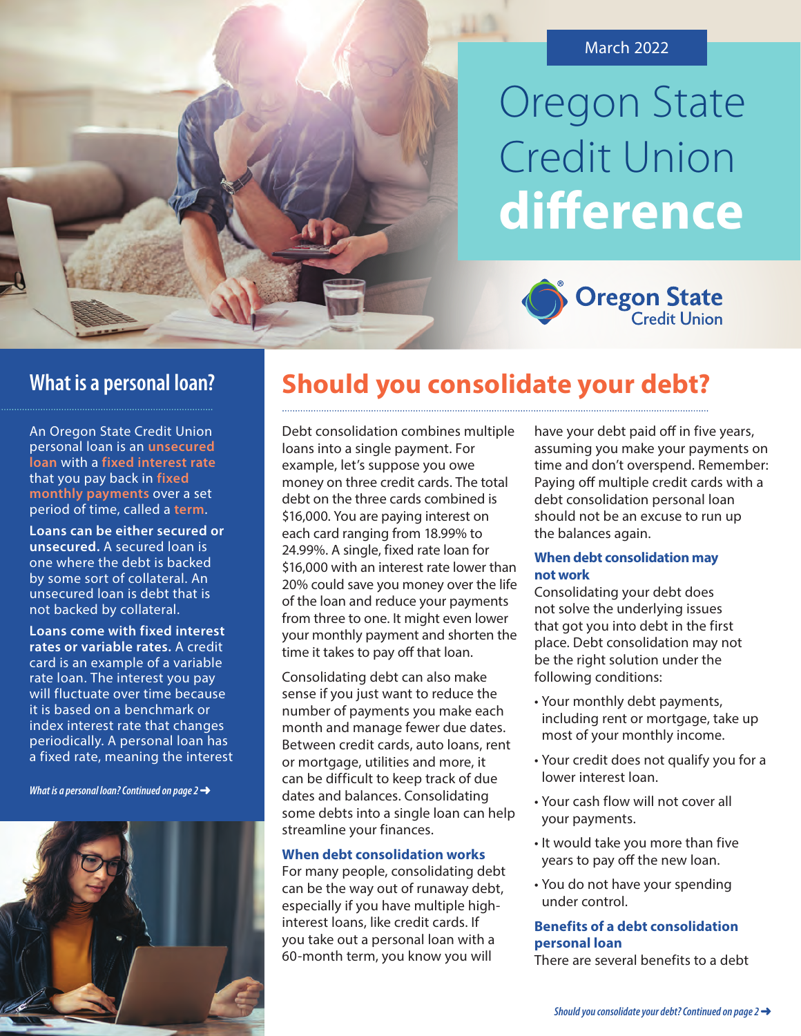March 2022

# Oregon State Credit Union **difference**

## What is a personal loan?

An Oregon State Credit Union personal loan is an **unsecured loan** with a **fixed interest rate** that you pay back in **fixed monthly payments** over a set period of time, called a **term**.

**Loans can be either secured or unsecured.** A secured loan is one where the debt is backed by some sort of collateral. An unsecured loan is debt that is not backed by collateral.

**Loans come with fixed interest rates or variable rates.** A credit card is an example of a variable rate loan. The interest you pay will fluctuate over time because it is based on a benchmark or index interest rate that changes periodically. A personal loan has a fixed rate, meaning the interest

*What is a personal loan? Continued on page 2 ➔*

## Should you consolidate your debt?

Debt consolidation combines multiple loans into a single payment. For example, let's suppose you owe money on three credit cards. The total debt on the three cards combined is $16,000. You are paying interest on each card ranging from 18.99% to 24.99%. A single, fixed rate loan for $16,000 with an interest rate lower than 20% could save you money over the life of the loan and reduce your payments from three to one. It might even lower your monthly payment and shorten the time it takes to pay off that loan.

Consolidating debt can also make sense if you just want to reduce the number of payments you make each month and manage fewer due dates. Between credit cards, auto loans, rent or mortgage, utilities and more, it can be difficult to keep track of due dates and balances. Consolidating some debts into a single loan can help streamline your finances.

### When debt consolidation works

For many people, consolidating debt can be the way out of runaway debt, especially if you have multiple high-interest loans, like credit cards. If you take out a personal loan with a 60-month term, you know you will have your debt paid off in five years, assuming you make your payments on time and don't overspend. Remember: Paying off multiple credit cards with a debt consolidation personal loan should not be an excuse to run up the balances again.

### When debt consolidation may not work

Consolidating your debt does not solve the underlying issues that got you into debt in the first place. Debt consolidation may not be the right solution under the following conditions:

- Your monthly debt payments, including rent or mortgage, take up most of your monthly income.
- Your credit does not qualify you for a lower interest loan.
- Your cash flow will not cover all your payments.
- It would take you more than five years to pay off the new loan.
- You do not have your spending under control.

### Benefits of a debt consolidation personal loan

There are several benefits to a debt

*Should you consolidate your debt? Continued on page 2 ➔*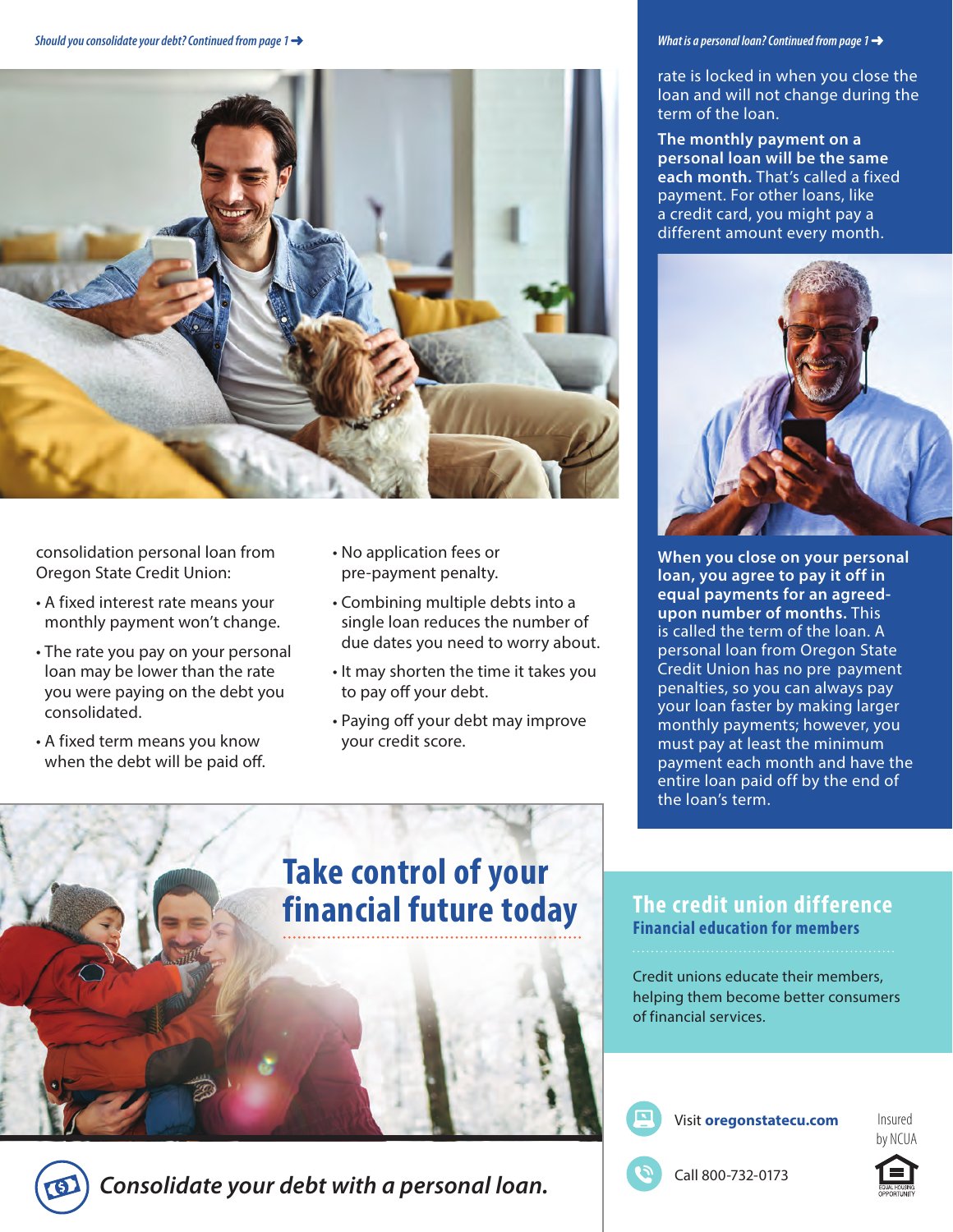*Should you consolidate your debt? Continued from page 1 ➜*

consolidation personal loan from Oregon State Credit Union:

- A fixed interest rate means your monthly payment won't change.
- The rate you pay on your personal loan may be lower than the rate you were paying on the debt you consolidated.
- A fixed term means you know when the debt will be paid off.
- No application fees or pre-payment penalty.
- Combining multiple debts into a single loan reduces the number of due dates you need to worry about.
- It may shorten the time it takes you to pay off your debt.
- Paying off your debt may improve your credit score.

## Take control of your financial future today

*Consolidate your debt with a personal loan.*

*What is a personal loan? Continued from page 1 ➜*

rate is locked in when you close the loan and will not change during the term of the loan.

**The monthly payment on a personal loan will be the same each month.** That's called a fixed payment. For other loans, like a credit card, you might pay a different amount every month.

**When you close on your personal loan, you agree to pay it off in equal payments for an agreed-upon number of months.** This is called the term of the loan. A personal loan from Oregon State Credit Union has no pre payment penalties, so you can always pay your loan faster by making larger monthly payments; however, you must pay at least the minimum payment each month and have the entire loan paid off by the end of the loan's term.

## The credit union difference

### Financial education for members

Credit unions educate their members, helping them become better consumers of financial services.

Visit **oregonstatecu.com**

Call 800-732-0173

Insured by NCUA

EQUAL HOUSING OPPORTUNITY